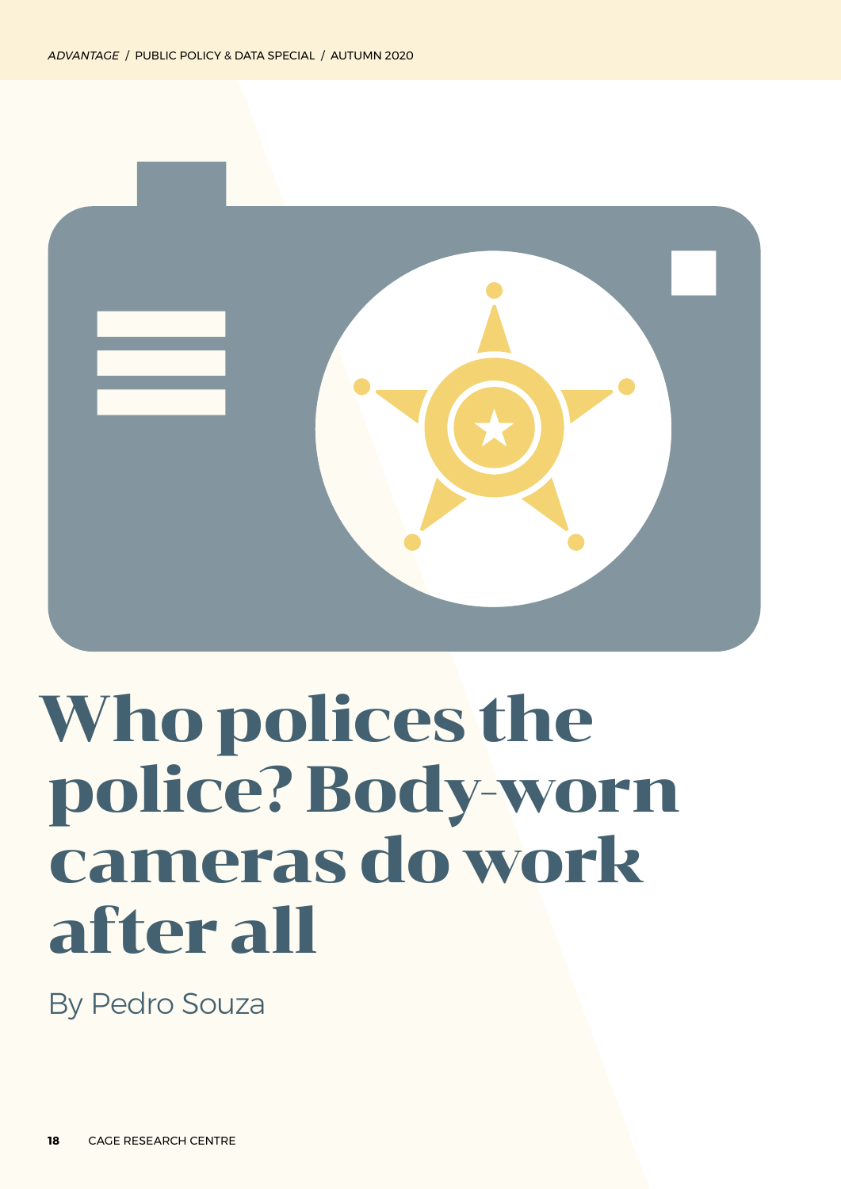# Who polices the police? Body-worn cameras do work after all

By Pedro Souza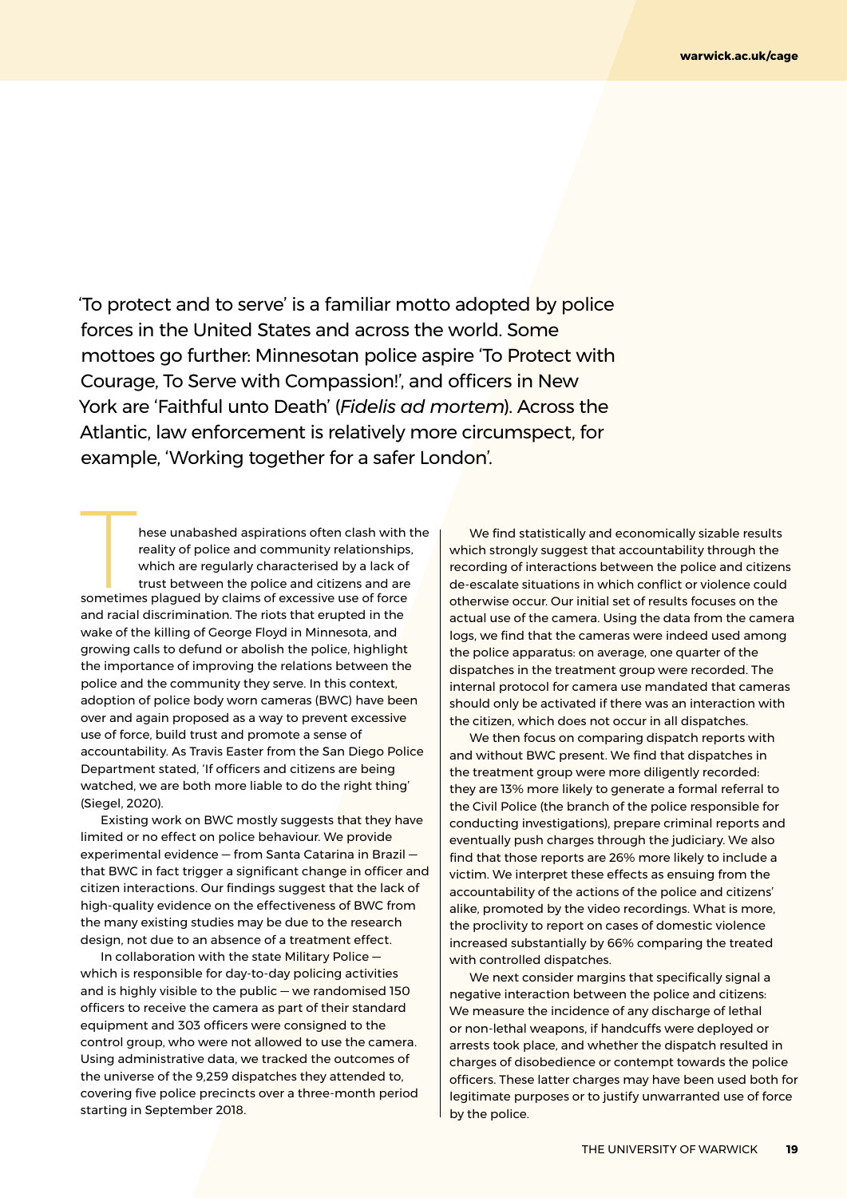'To protect and to serve' is a familiar motto adopted by police forces in the United States and across the world. Some mottoes go further: Minnesotan police aspire 'To Protect with Courage, To Serve with Compassion!', and officers in New York are 'Faithful unto Death' (*Fidelis ad mortem*). Across the Atlantic, law enforcement is relatively more circumspect, for example, 'Working together for a safer London'.

These unabashed aspirations often clash with the reality of police and community relationships, which are regularly characterised by a lack of trust between the police and citizens and are sometimes plagued by claims of excessive use of force and racial discrimination. The riots that erupted in the wake of the killing of George Floyd in Minnesota, and growing calls to defund or abolish the police, highlight the importance of improving the relations between the police and the community they serve. In this context, adoption of police body worn cameras (BWC) have been over and again proposed as a way to prevent excessive use of force, build trust and promote a sense of accountability. As Travis Easter from the San Diego Police Department stated, 'If officers and citizens are being watched, we are both more liable to do the right thing' (Siegel, 2020).

Existing work on BWC mostly suggests that they have limited or no effect on police behaviour. We provide experimental evidence — from Santa Catarina in Brazil — that BWC in fact trigger a significant change in officer and citizen interactions. Our findings suggest that the lack of high-quality evidence on the effectiveness of BWC from the many existing studies may be due to the research design, not due to an absence of a treatment effect.

In collaboration with the state Military Police — which is responsible for day-to-day policing activities and is highly visible to the public — we randomised 150 officers to receive the camera as part of their standard equipment and 303 officers were consigned to the control group, who were not allowed to use the camera. Using administrative data, we tracked the outcomes of the universe of the 9,259 dispatches they attended to, covering five police precincts over a three-month period starting in September 2018.

We find statistically and economically sizable results which strongly suggest that accountability through the recording of interactions between the police and citizens de-escalate situations in which conflict or violence could otherwise occur. Our initial set of results focuses on the actual use of the camera. Using the data from the camera logs, we find that the cameras were indeed used among the police apparatus: on average, one quarter of the dispatches in the treatment group were recorded. The internal protocol for camera use mandated that cameras should only be activated if there was an interaction with the citizen, which does not occur in all dispatches.

We then focus on comparing dispatch reports with and without BWC present. We find that dispatches in the treatment group were more diligently recorded: they are 13% more likely to generate a formal referral to the Civil Police (the branch of the police responsible for conducting investigations), prepare criminal reports and eventually push charges through the judiciary. We also find that those reports are 26% more likely to include a victim. We interpret these effects as ensuing from the accountability of the actions of the police and citizens' alike, promoted by the video recordings. What is more, the proclivity to report on cases of domestic violence increased substantially by 66% comparing the treated with controlled dispatches.

We next consider margins that specifically signal a negative interaction between the police and citizens: We measure the incidence of any discharge of lethal or non-lethal weapons, if handcuffs were deployed or arrests took place, and whether the dispatch resulted in charges of disobedience or contempt towards the police officers. These latter charges may have been used both for legitimate purposes or to justify unwarranted use of force by the police.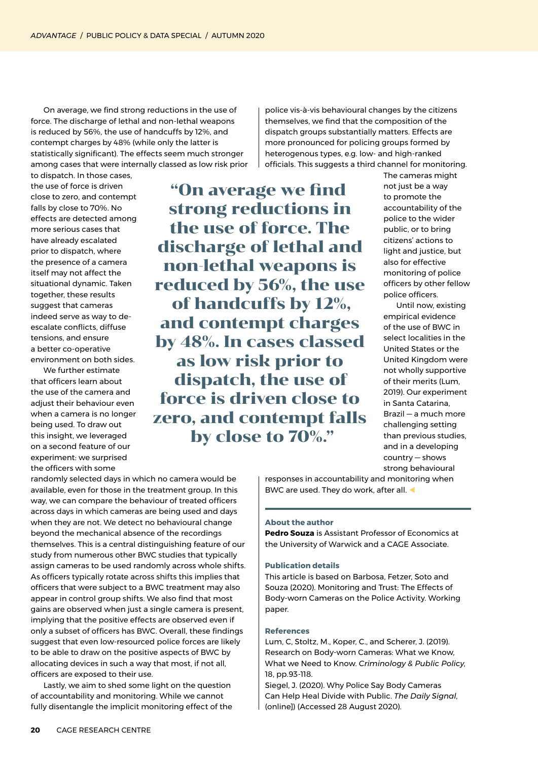On average, we find strong reductions in the use of force. The discharge of lethal and non-lethal weapons is reduced by 56%, the use of handcuffs by 12%, and contempt charges by 48% (while only the latter is statistically significant). The effects seem much stronger among cases that were internally classed as low risk prior to dispatch. In those cases, the use of force is driven close to zero, and contempt falls by close to 70%. No effects are detected among more serious cases that have already escalated prior to dispatch, where the presence of a camera itself may not affect the situational dynamic. Taken together, these results suggest that cameras indeed serve as way to de-escalate conflicts, diffuse tensions, and ensure a better co-operative environment on both sides.

We further estimate that officers learn about the use of the camera and adjust their behaviour even when a camera is no longer being used. To draw out this insight, we leveraged on a second feature of our experiment: we surprised the officers with some randomly selected days in which no camera would be available, even for those in the treatment group. In this way, we can compare the behaviour of treated officers across days in which cameras are being used and days when they are not. We detect no behavioural change beyond the mechanical absence of the recordings themselves. This is a central distinguishing feature of our study from numerous other BWC studies that typically assign cameras to be used randomly across whole shifts. As officers typically rotate across shifts this implies that officers that were subject to a BWC treatment may also appear in control group shifts. We also find that most gains are observed when just a single camera is present, implying that the positive effects are observed even if only a subset of officers has BWC. Overall, these findings suggest that even low-resourced police forces are likely to be able to draw on the positive aspects of BWC by allocating devices in such a way that most, if not all, officers are exposed to their use.

Lastly, we aim to shed some light on the question of accountability and monitoring. While we cannot fully disentangle the implicit monitoring effect of the police vis-à-vis behavioural changes by the citizens themselves, we find that the composition of the dispatch groups substantially matters. Effects are more pronounced for policing groups formed by heterogenous types, e.g. low- and high-ranked officials. This suggests a third channel for monitoring. The cameras might not just be a way to promote the accountability of the police to the wider public, or to bring citizens' actions to light and justice, but also for effective monitoring of police officers by other fellow police officers.

Until now, existing empirical evidence of the use of BWC in select localities in the United States or the United Kingdom were not wholly supportive of their merits (Lum, 2019). Our experiment in Santa Catarina, Brazil — a much more challenging setting than previous studies, and in a developing country — shows strong behavioural responses in accountability and monitoring when BWC are used. They do work, after all.

> "On average we find strong reductions in the use of force. The discharge of lethal and non-lethal weapons is reduced by 56%, the use of handcuffs by 12%, and contempt charges by 48%. In cases classed as low risk prior to dispatch, the use of force is driven close to zero, and contempt falls by close to 70%."

### About the author

**Pedro Souza** is Assistant Professor of Economics at the University of Warwick and a CAGE Associate.

### Publication details

This article is based on Barbosa, Fetzer, Soto and Souza (2020). Monitoring and Trust: The Effects of Body-worn Cameras on the Police Activity. Working paper.

### References

Lum, C, Stoltz, M., Koper, C., and Scherer, J. (2019). Research on Body-worn Cameras: What we Know, What we Need to Know. *Criminology & Public Policy*, 18, pp.93-118.

Siegel, J. (2020). Why Police Say Body Cameras Can Help Heal Divide with Public. *The Daily Signal*, (online]) (Accessed 28 August 2020).